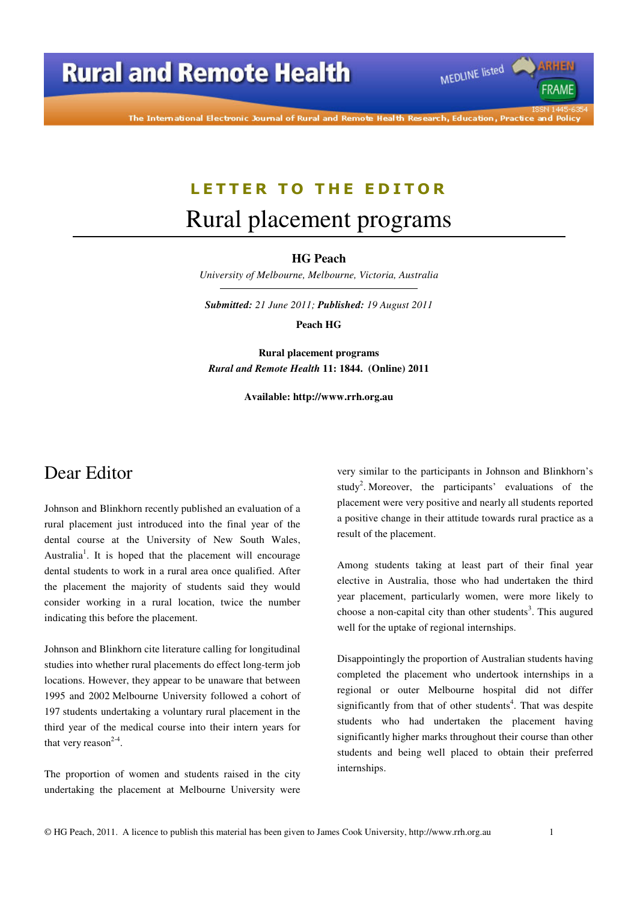LETTER TO THE EDITOR

# Rural placement programs

**HG Peach**

*University of Melbourne, Melbourne, Victoria, Australia*

***Submitted:*** *21 June 2011;* ***Published:*** *19 August 2011*

**Peach HG**

**Rural placement programs**
***Rural and Remote Health*** **11: 1844. (Online) 2011**

**Available: http://www.rrh.org.au**

## Dear Editor

Johnson and Blinkhorn recently published an evaluation of a rural placement just introduced into the final year of the dental course at the University of New South Wales, Australia[1]. It is hoped that the placement will encourage dental students to work in a rural area once qualified. After the placement the majority of students said they would consider working in a rural location, twice the number indicating this before the placement.

Johnson and Blinkhorn cite literature calling for longitudinal studies into whether rural placements do effect long-term job locations. However, they appear to be unaware that between 1995 and 2002 Melbourne University followed a cohort of 197 students undertaking a voluntary rural placement in the third year of the medical course into their intern years for that very reason[2-4].

The proportion of women and students raised in the city undertaking the placement at Melbourne University were very similar to the participants in Johnson and Blinkhorn's study[2]. Moreover, the participants' evaluations of the placement were very positive and nearly all students reported a positive change in their attitude towards rural practice as a result of the placement.

Among students taking at least part of their final year elective in Australia, those who had undertaken the third year placement, particularly women, were more likely to choose a non-capital city than other students[3]. This augured well for the uptake of regional internships.

Disappointingly the proportion of Australian students having completed the placement who undertook internships in a regional or outer Melbourne hospital did not differ significantly from that of other students[4]. That was despite students who had undertaken the placement having significantly higher marks throughout their course than other students and being well placed to obtain their preferred internships.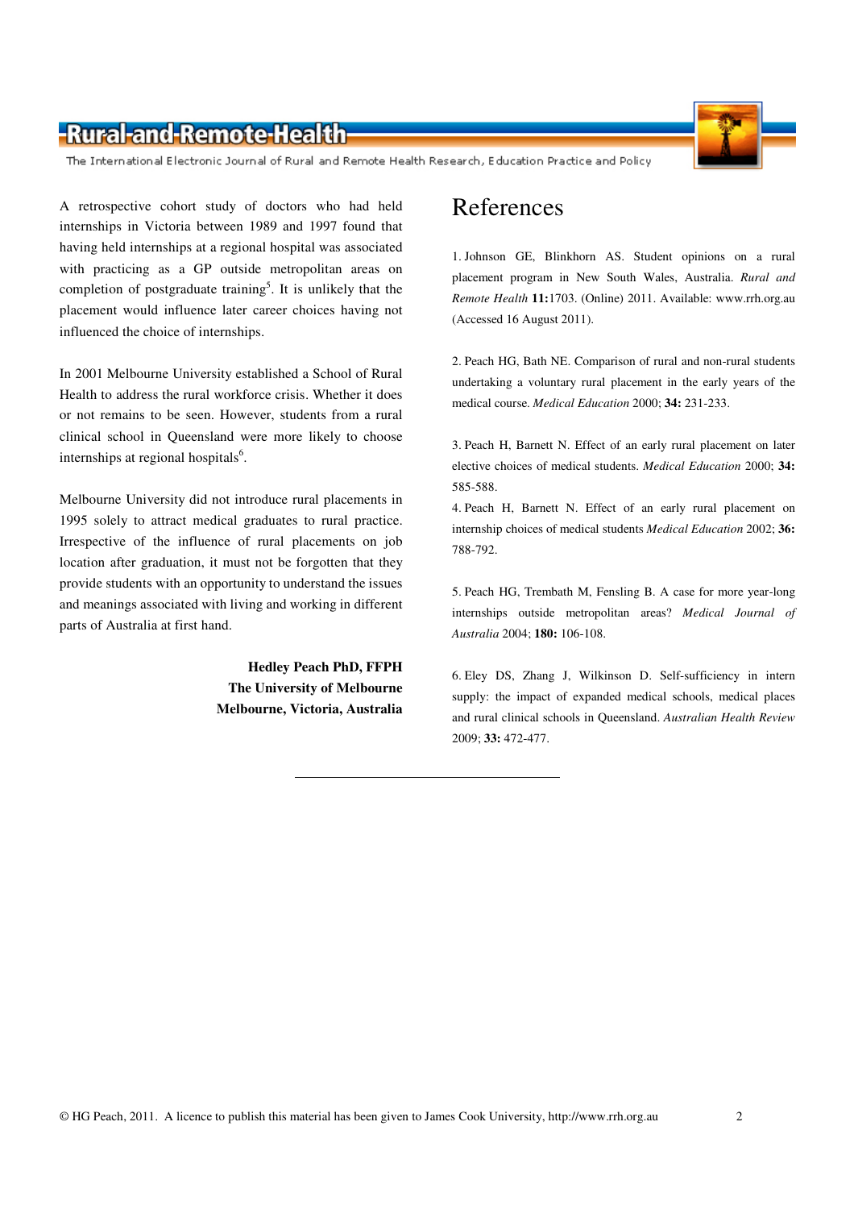A retrospective cohort study of doctors who had held internships in Victoria between 1989 and 1997 found that having held internships at a regional hospital was associated with practicing as a GP outside metropolitan areas on completion of postgraduate training[5]. It is unlikely that the placement would influence later career choices having not influenced the choice of internships.

In 2001 Melbourne University established a School of Rural Health to address the rural workforce crisis. Whether it does or not remains to be seen. However, students from a rural clinical school in Queensland were more likely to choose internships at regional hospitals[6].

Melbourne University did not introduce rural placements in 1995 solely to attract medical graduates to rural practice. Irrespective of the influence of rural placements on job location after graduation, it must not be forgotten that they provide students with an opportunity to understand the issues and meanings associated with living and working in different parts of Australia at first hand.

**Hedley Peach PhD, FFPH**
**The University of Melbourne**
**Melbourne, Victoria, Australia**

# References

1. Johnson GE, Blinkhorn AS. Student opinions on a rural placement program in New South Wales, Australia. *Rural and Remote Health* **11:**1703. (Online) 2011. Available: www.rrh.org.au (Accessed 16 August 2011).

2. Peach HG, Bath NE. Comparison of rural and non-rural students undertaking a voluntary rural placement in the early years of the medical course. *Medical Education* 2000; **34:** 231-233.

3. Peach H, Barnett N. Effect of an early rural placement on later elective choices of medical students. *Medical Education* 2000; **34:** 585-588.

4. Peach H, Barnett N. Effect of an early rural placement on internship choices of medical students *Medical Education* 2002; **36:** 788-792.

5. Peach HG, Trembath M, Fensling B. A case for more year-long internships outside metropolitan areas? *Medical Journal of Australia* 2004; **180:** 106-108.

6. Eley DS, Zhang J, Wilkinson D. Self-sufficiency in intern supply: the impact of expanded medical schools, medical places and rural clinical schools in Queensland. *Australian Health Review* 2009; **33:** 472-477.